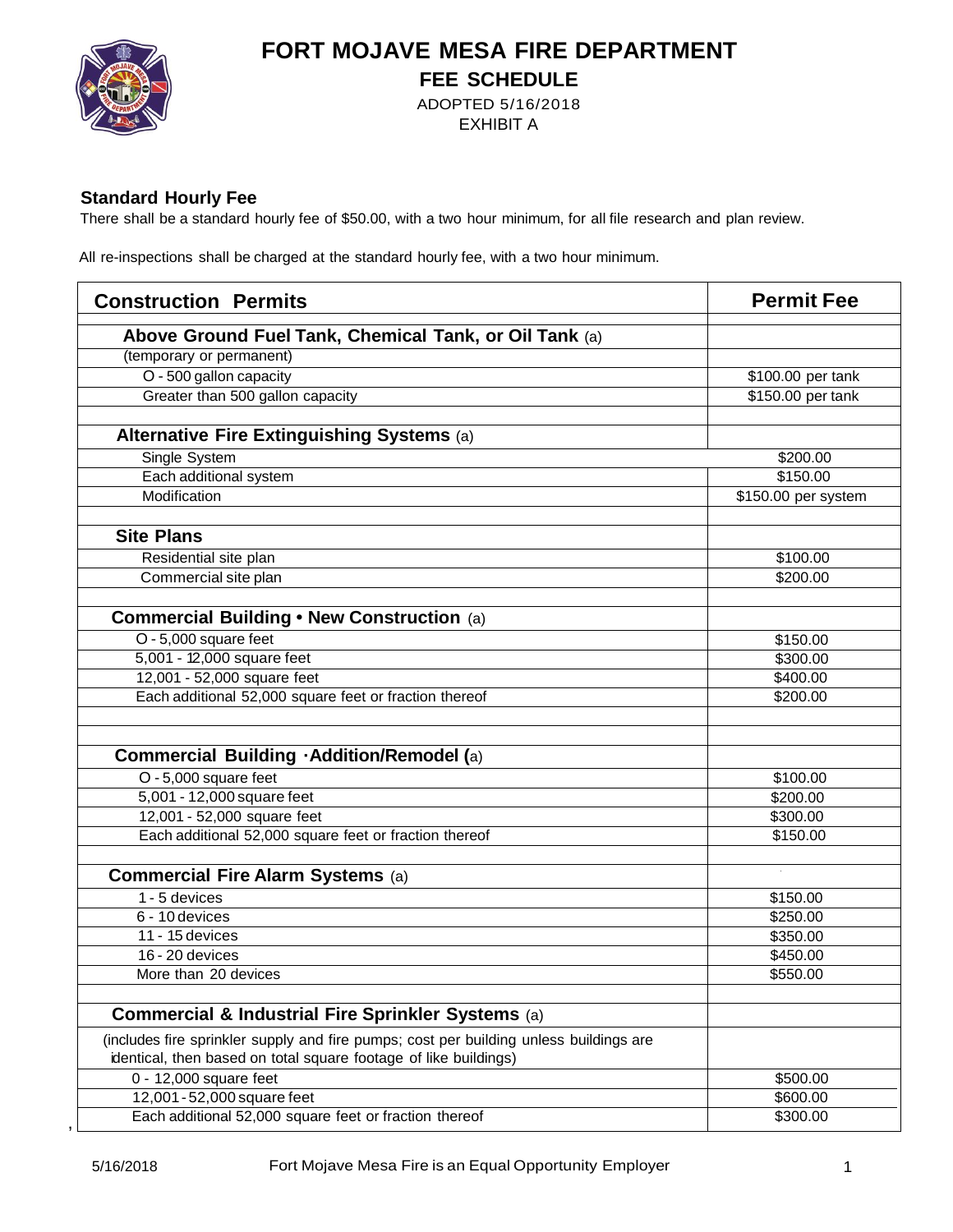# FORT MOJAVE MESA FIRE DEPARTMENT

## FEE SCHEDULE

ADOPTED 5/16/2018

EXHIBIT A

### Standard Hourly Fee

There shall be a standard hourly fee of $50.00, with a two hour minimum, for all file research and plan review.

All re-inspections shall be charged at the standard hourly fee, with a two hour minimum.

| Construction Permits | Permit Fee |
|---|---|
| **Above Ground Fuel Tank, Chemical Tank, or Oil Tank** (a) | |
| (temporary or permanent) | |
| O - 500 gallon capacity | $100.00 per tank |
| Greater than 500 gallon capacity | $150.00 per tank |
| | |
| **Alternative Fire Extinguishing Systems** (a) | |
| Single System | $200.00 |
| Each additional system | $150.00 |
| Modification | $150.00 per system |
| | |
| **Site Plans** | |
| Residential site plan | $100.00 |
| Commercial site plan | $200.00 |
| | |
| **Commercial Building • New Construction** (a) | |
| O - 5,000 square feet | $150.00 |
| 5,001 - 12,000 square feet | $300.00 |
| 12,001 - 52,000 square feet | $400.00 |
| Each additional 52,000 square feet or fraction thereof | $200.00 |
| | |
| | |
| **Commercial Building ·Addition/Remodel (**a) | |
| O - 5,000 square feet | $100.00 |
| 5,001 - 12,000 square feet | $200.00 |
| 12,001 - 52,000 square feet | $300.00 |
| Each additional 52,000 square feet or fraction thereof | $150.00 |
| | |
| **Commercial Fire Alarm Systems** (a) | |
| 1 - 5 devices | $150.00 |
| 6 - 10 devices | $250.00 |
| 11 - 15 devices | $350.00 |
| 16 - 20 devices | $450.00 |
| More than 20 devices | $550.00 |
| | |
| **Commercial & Industrial Fire Sprinkler Systems** (a) | |
| (includes fire sprinkler supply and fire pumps; cost per building unless buildings are identical, then based on total square footage of like buildings) | |
| 0 - 12,000 square feet | $500.00 |
| 12,001 - 52,000 square feet | $600.00 |
| Each additional 52,000 square feet or fraction thereof | $300.00 |

5/16/2018 Fort Mojave Mesa Fire is an Equal Opportunity Employer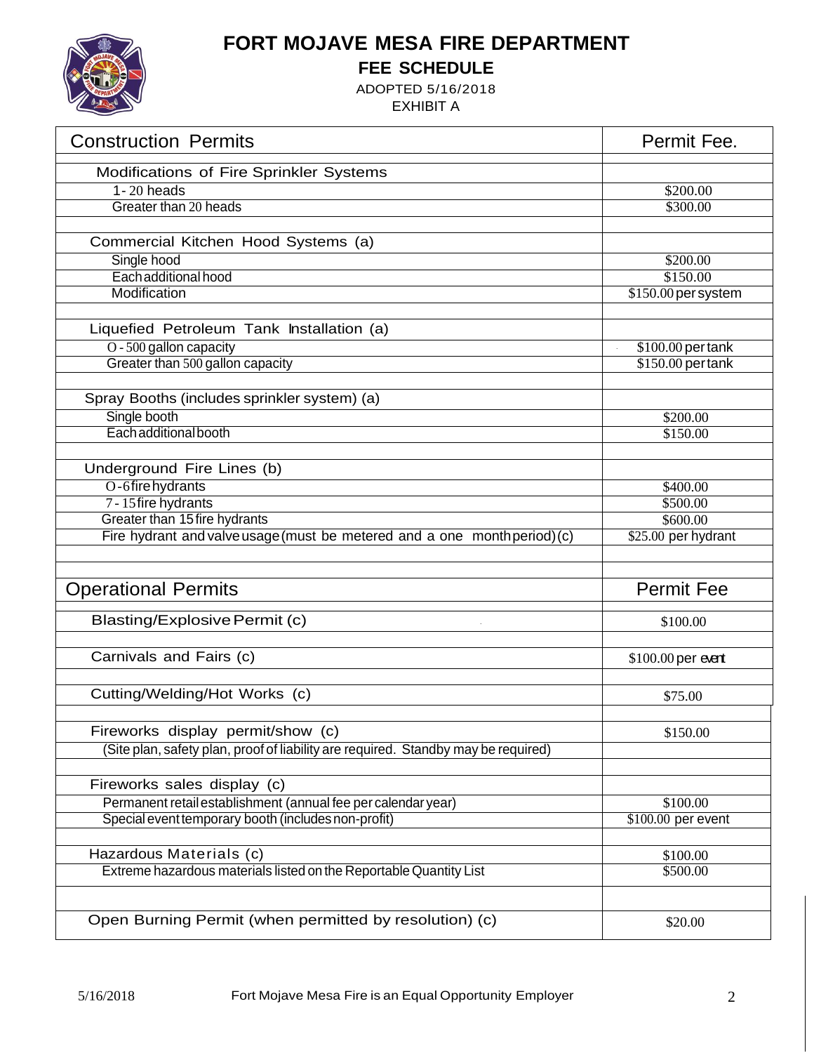# FORT MOJAVE MESA FIRE DEPARTMENT

## FEE SCHEDULE

ADOPTED 5/16/2018

EXHIBIT A

| Construction Permits | Permit Fee. |
|---|---|
| Modifications of Fire Sprinkler Systems | |
| 1-20 heads | $200.00 |
| Greater than 20 heads | $300.00 |
| | |
| Commercial Kitchen Hood Systems (a) | |
| Single hood | $200.00 |
| Each additional hood | $150.00 |
| Modification | $150.00 per system |
| | |
| Liquefied Petroleum Tank Installation (a) | |
| O - 500 gallon capacity | $100.00 per tank |
| Greater than 500 gallon capacity | $150.00 per tank |
| | |
| Spray Booths (includes sprinkler system) (a) | |
| Single booth | $200.00 |
| Each additional booth | $150.00 |
| | |
| Underground Fire Lines (b) | |
| O-6 fire hydrants | $400.00 |
| 7 - 15 fire hydrants | $500.00 |
| Greater than 15 fire hydrants | $600.00 |
| Fire hydrant and valve usage (must be metered and a one month period) (c) | $25.00 per hydrant |

| Operational Permits | Permit Fee |
|---|---|
| Blasting/Explosive Permit (c) | $100.00 |
| | |
| Carnivals and Fairs (c) | $100.00 per event |
| | |
| Cutting/Welding/Hot Works (c) | $75.00 |
| | |
| Fireworks display permit/show (c) | $150.00 |
| (Site plan, safety plan, proof of liability are required. Standby may be required) | |
| | |
| Fireworks sales display (c) | |
| Permanent retail establishment (annual fee per calendar year) | $100.00 |
| Special event temporary booth (includes non-profit) | $100.00 per event |
| | |
| Hazardous Materials (c) | $100.00 |
| Extreme hazardous materials listed on the Reportable Quantity List | $500.00 |
| | |
| Open Burning Permit (when permitted by resolution) (c) | $20.00 |

Fort Mojave Mesa Fire is an Equal Opportunity Employer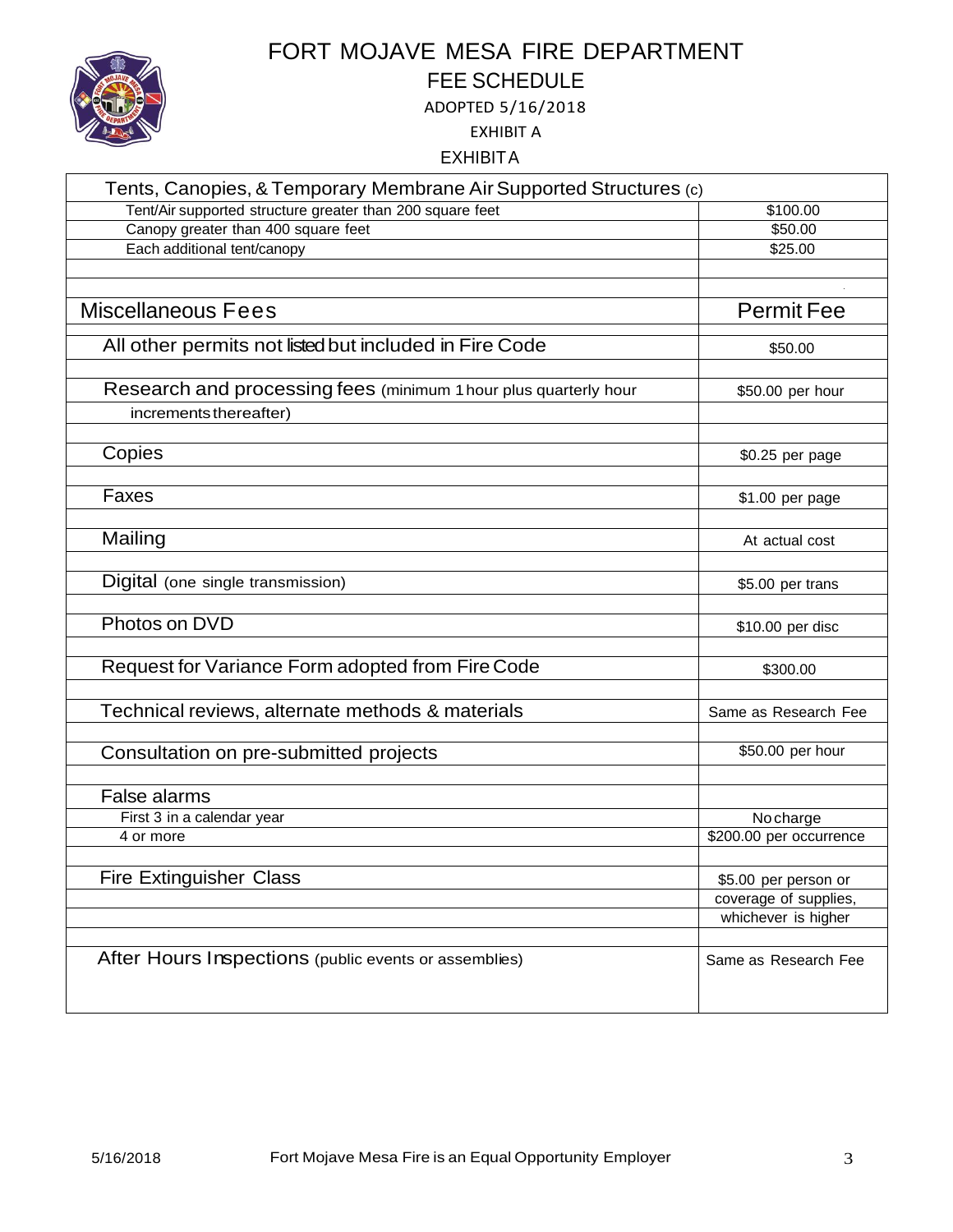# FORT MOJAVE MESA FIRE DEPARTMENT

## FEE SCHEDULE

ADOPTED 5/16/2018

EXHIBIT A

EXHIBIT A

| Tents, Canopies, & Temporary Membrane Air Supported Structures (c) | |
|---|---|
| Tent/Air supported structure greater than 200 square feet | $100.00 |
| Canopy greater than 400 square feet | $50.00 |
| Each additional tent/canopy | $25.00 |
| | |
| | |
| **Miscellaneous Fees** | **Permit Fee** |
| All other permits not listed but included in Fire Code | $50.00 |
| Research and processing fees (minimum 1 hour plus quarterly hour increments thereafter) | $50.00 per hour |
| Copies | $0.25 per page |
| Faxes | $1.00 per page |
| Mailing | At actual cost |
| Digital (one single transmission) | $5.00 per trans |
| Photos on DVD | $10.00 per disc |
| Request for Variance Form adopted from Fire Code | $300.00 |
| Technical reviews, alternate methods & materials | Same as Research Fee |
| Consultation on pre-submitted projects | $50.00 per hour |
| False alarms | |
| First 3 in a calendar year | No charge |
| 4 or more | $200.00 per occurrence |
| Fire Extinguisher Class | $5.00 per person or coverage of supplies, whichever is higher |
| After Hours Inspections (public events or assemblies) | Same as Research Fee |

Fort Mojave Mesa Fire is an Equal Opportunity Employer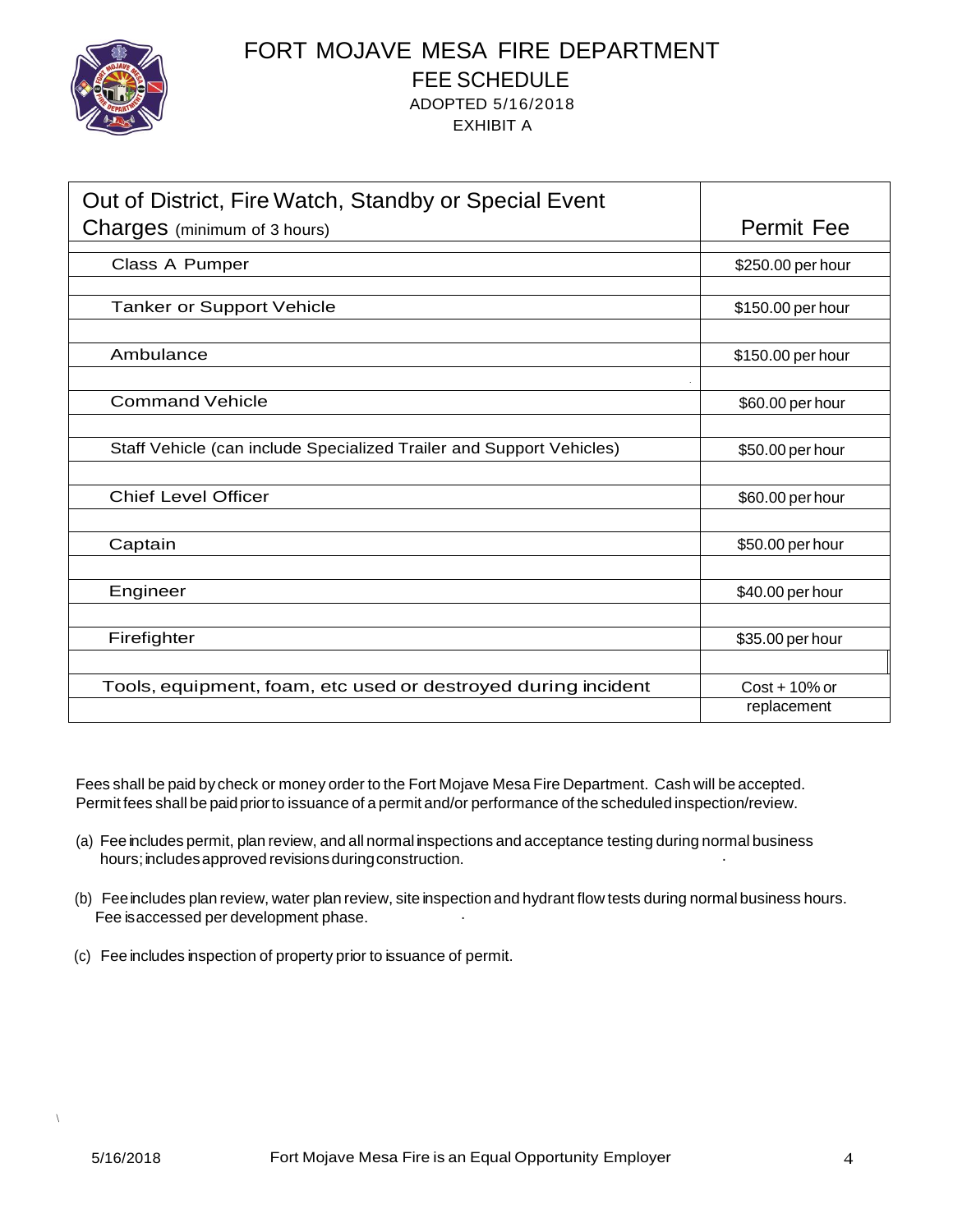# FORT MOJAVE MESA FIRE DEPARTMENT

## FEE SCHEDULE

ADOPTED 5/16/2018

EXHIBIT A

| Out of District, Fire Watch, Standby or Special Event Charges (minimum of 3 hours) | Permit Fee |
|---|---|
| Class A Pumper | $250.00 per hour |
| Tanker or Support Vehicle | $150.00 per hour |
| Ambulance | $150.00 per hour |
| Command Vehicle | $60.00 per hour |
| Staff Vehicle (can include Specialized Trailer and Support Vehicles) | $50.00 per hour |
| Chief Level Officer | $60.00 per hour |
| Captain | $50.00 per hour |
| Engineer | $40.00 per hour |
| Firefighter | $35.00 per hour |
| Tools, equipment, foam, etc used or destroyed during incident | Cost + 10% or replacement |

Fees shall be paid by check or money order to the Fort Mojave Mesa Fire Department. Cash will be accepted. Permit fees shall be paid prior to issuance of a permit and/or performance of the scheduled inspection/review.

(a) Fee includes permit, plan review, and all normal inspections and acceptance testing during normal business hours; includes approved revisions during construction.

(b) Fee includes plan review, water plan review, site inspection and hydrant flow tests during normal business hours. Fee is accessed per development phase.

(c) Fee includes inspection of property prior to issuance of permit.

5/16/2018 Fort Mojave Mesa Fire is an Equal Opportunity Employer